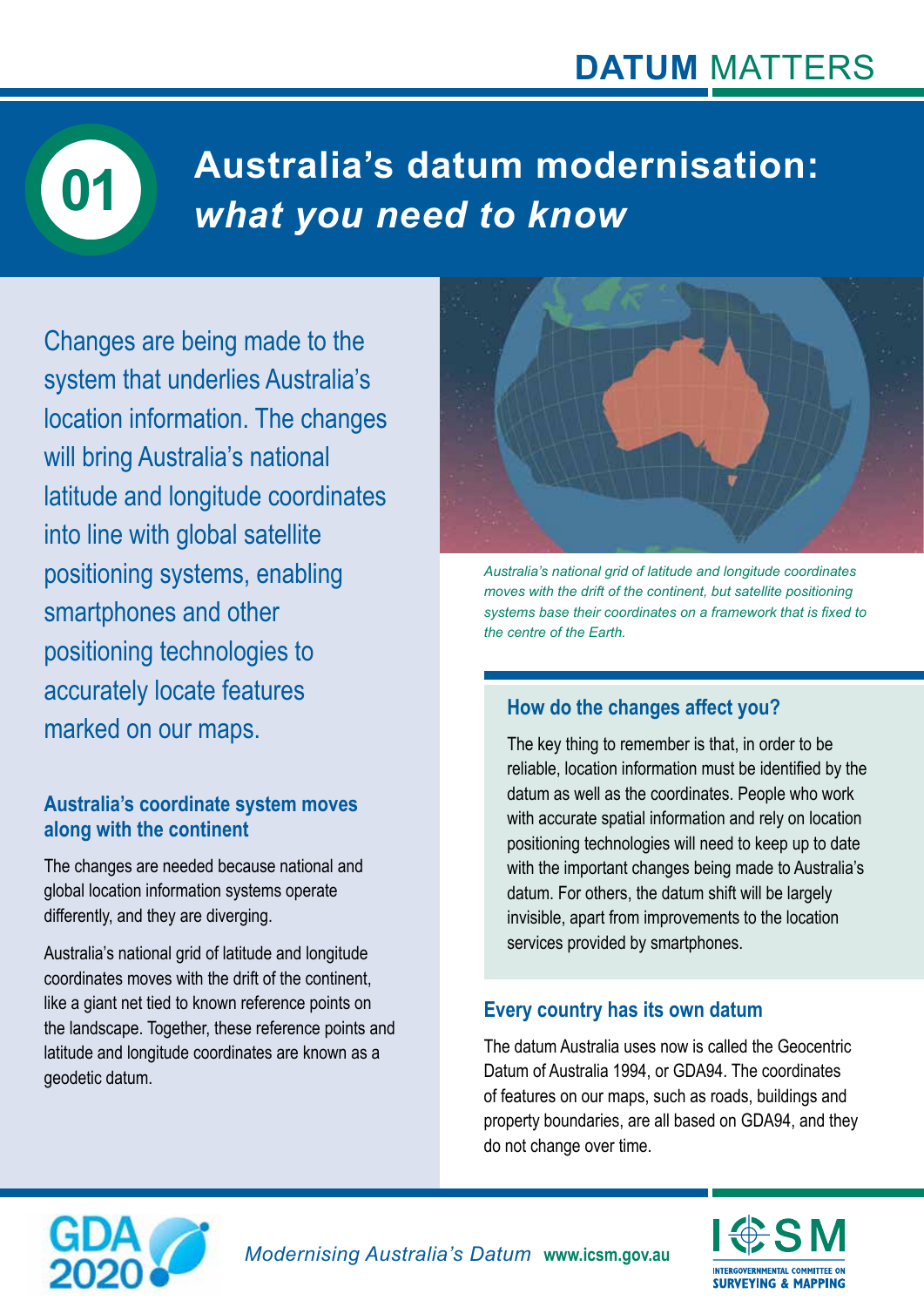# Australia's datum modernisation: *what you need to know*

Changes are being made to the system that underlies Australia's location information. The changes will bring Australia's national latitude and longitude coordinates into line with global satellite positioning systems, enabling smartphones and other positioning technologies to accurately locate features marked on our maps.

*Australia's national grid of latitude and longitude coordinates moves with the drift of the continent, but satellite positioning systems base their coordinates on a framework that is fixed to the centre of the Earth.*

### Australia's coordinate system moves along with the continent

The changes are needed because national and global location information systems operate differently, and they are diverging.

Australia's national grid of latitude and longitude coordinates moves with the drift of the continent, like a giant net tied to known reference points on the landscape. Together, these reference points and latitude and longitude coordinates are known as a geodetic datum.

### How do the changes affect you?

The key thing to remember is that, in order to be reliable, location information must be identified by the datum as well as the coordinates. People who work with accurate spatial information and rely on location positioning technologies will need to keep up to date with the important changes being made to Australia's datum. For others, the datum shift will be largely invisible, apart from improvements to the location services provided by smartphones.

### Every country has its own datum

The datum Australia uses now is called the Geocentric Datum of Australia 1994, or GDA94. The coordinates of features on our maps, such as roads, buildings and property boundaries, are all based on GDA94, and they do not change over time.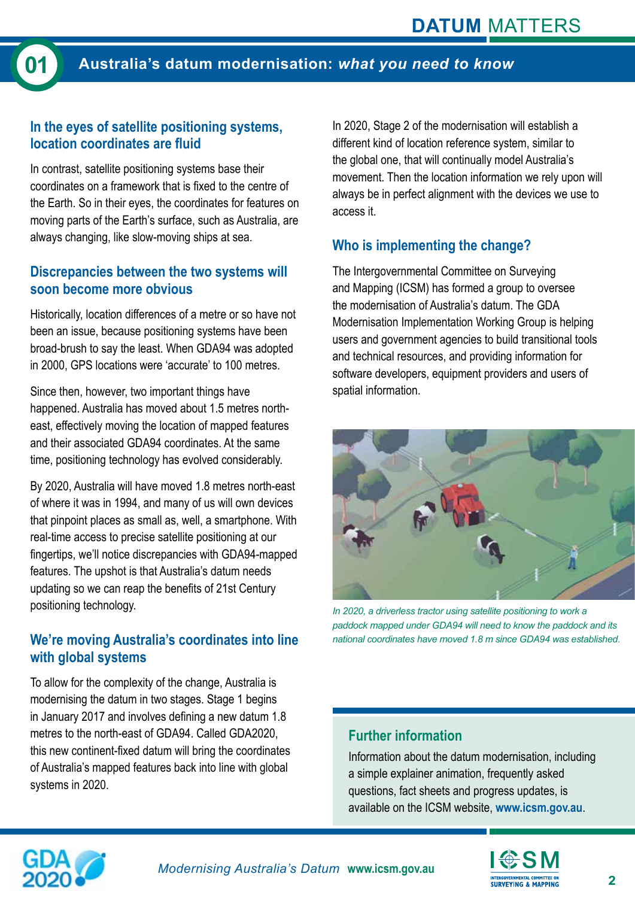## 01 Australia's datum modernisation: *what you need to know*

### In the eyes of satellite positioning systems, location coordinates are fluid

In contrast, satellite positioning systems base their coordinates on a framework that is fixed to the centre of the Earth. So in their eyes, the coordinates for features on moving parts of the Earth's surface, such as Australia, are always changing, like slow-moving ships at sea.

### Discrepancies between the two systems will soon become more obvious

Historically, location differences of a metre or so have not been an issue, because positioning systems have been broad-brush to say the least. When GDA94 was adopted in 2000, GPS locations were 'accurate' to 100 metres.

Since then, however, two important things have happened. Australia has moved about 1.5 metres north-east, effectively moving the location of mapped features and their associated GDA94 coordinates. At the same time, positioning technology has evolved considerably.

By 2020, Australia will have moved 1.8 metres north-east of where it was in 1994, and many of us will own devices that pinpoint places as small as, well, a smartphone. With real-time access to precise satellite positioning at our fingertips, we'll notice discrepancies with GDA94-mapped features. The upshot is that Australia's datum needs updating so we can reap the benefits of 21st Century positioning technology.

### We're moving Australia's coordinates into line with global systems

To allow for the complexity of the change, Australia is modernising the datum in two stages. Stage 1 begins in January 2017 and involves defining a new datum 1.8 metres to the north-east of GDA94. Called GDA2020, this new continent-fixed datum will bring the coordinates of Australia's mapped features back into line with global systems in 2020.

In 2020, Stage 2 of the modernisation will establish a different kind of location reference system, similar to the global one, that will continually model Australia's movement. Then the location information we rely upon will always be in perfect alignment with the devices we use to access it.

### Who is implementing the change?

The Intergovernmental Committee on Surveying and Mapping (ICSM) has formed a group to oversee the modernisation of Australia's datum. The GDA Modernisation Implementation Working Group is helping users and government agencies to build transitional tools and technical resources, and providing information for software developers, equipment providers and users of spatial information.

*In 2020, a driverless tractor using satellite positioning to work a paddock mapped under GDA94 will need to know the paddock and its national coordinates have moved 1.8 m since GDA94 was established.*

### Further information

Information about the datum modernisation, including a simple explainer animation, frequently asked questions, fact sheets and progress updates, is available on the ICSM website, **www.icsm.gov.au**.